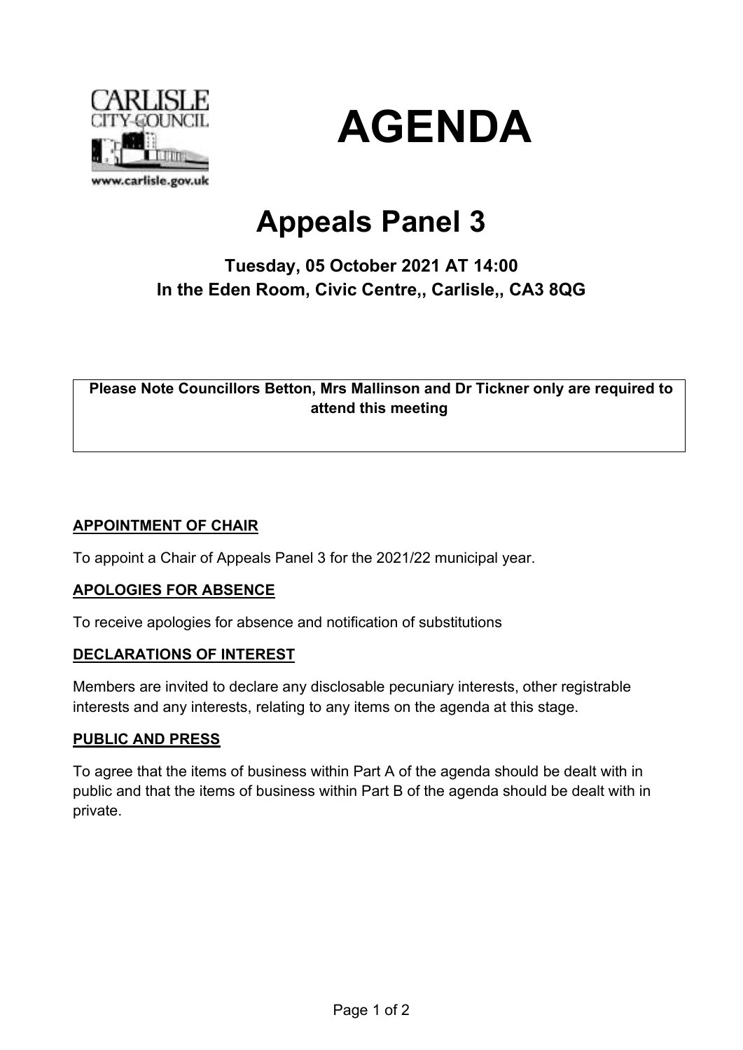# AGENDA

## Appeals Panel 3

### Tuesday, 05 October 2021 AT 14:00
### In the Eden Room, Civic Centre,, Carlisle,, CA3 8QG

**Please Note Councillors Betton, Mrs Mallinson and Dr Tickner only are required to attend this meeting**

**APPOINTMENT OF CHAIR**

To appoint a Chair of Appeals Panel 3 for the 2021/22 municipal year.

**APOLOGIES FOR ABSENCE**

To receive apologies for absence and notification of substitutions

**DECLARATIONS OF INTEREST**

Members are invited to declare any disclosable pecuniary interests, other registrable interests and any interests, relating to any items on the agenda at this stage.

**PUBLIC AND PRESS**

To agree that the items of business within Part A of the agenda should be dealt with in public and that the items of business within Part B of the agenda should be dealt with in private.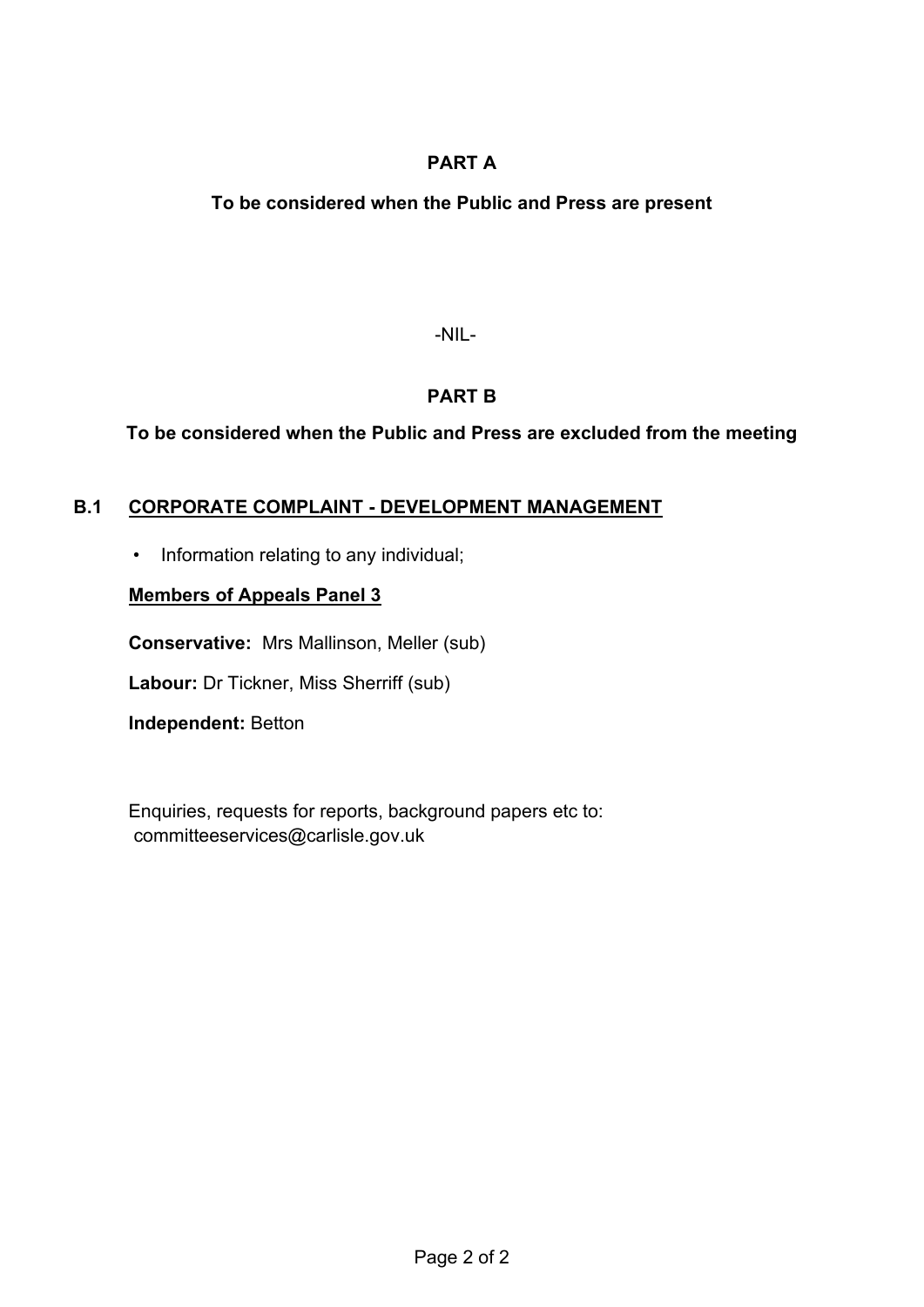## PART A

**To be considered when the Public and Press are present**

-NIL-

## PART B

**To be considered when the Public and Press are excluded from the meeting**

### B.1 CORPORATE COMPLAINT - DEVELOPMENT MANAGEMENT

- Information relating to any individual;

**Members of Appeals Panel 3**

**Conservative:** Mrs Mallinson, Meller (sub)

**Labour:** Dr Tickner, Miss Sherriff (sub)

**Independent:** Betton

Enquiries, requests for reports, background papers etc to: committeeservices@carlisle.gov.uk